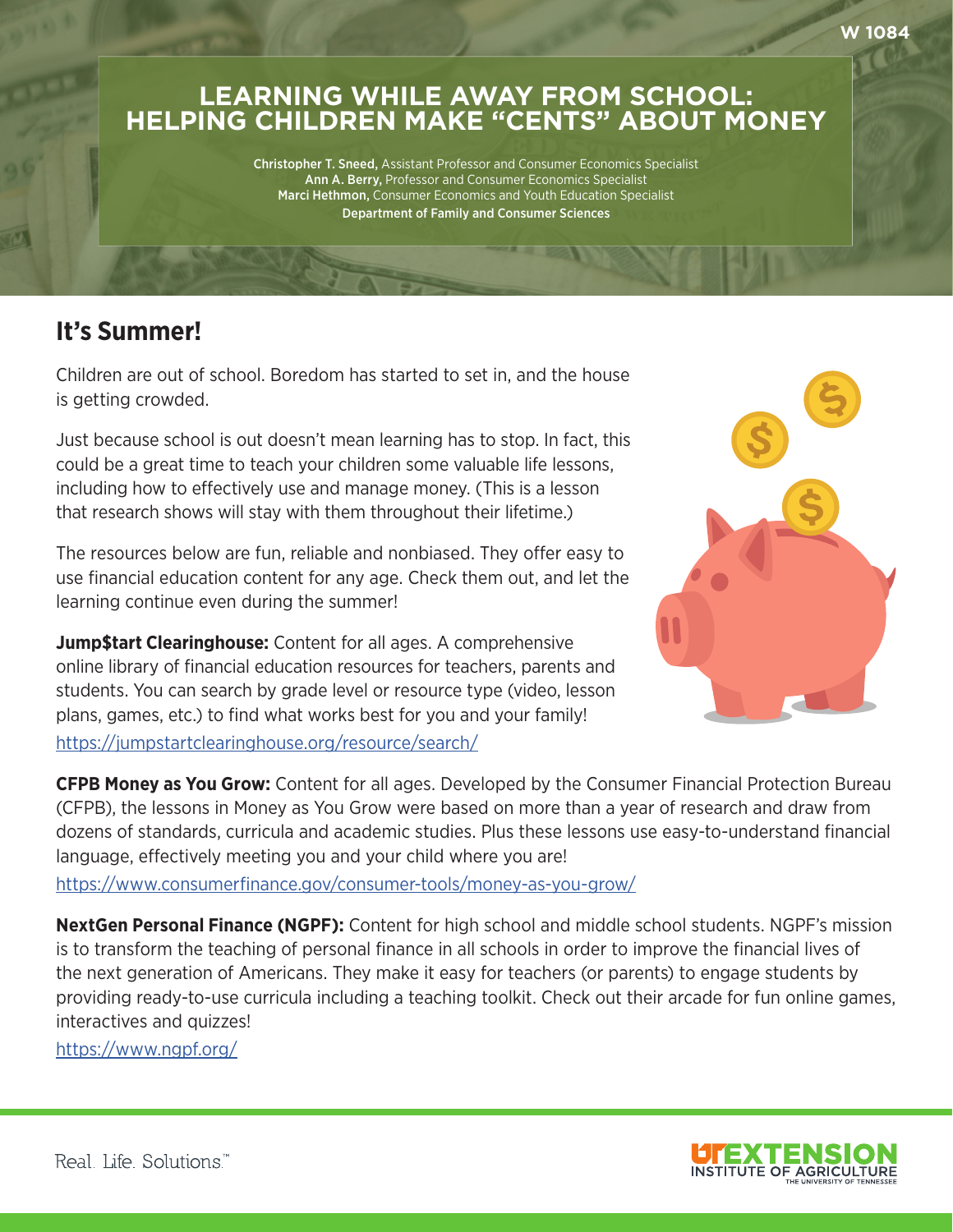W 1084

# LEARNING WHILE AWAY FROM SCHOOL: HELPING CHILDREN MAKE "CENTS" ABOUT MONEY

**Christopher T. Sneed,** Assistant Professor and Consumer Economics Specialist
**Ann A. Berry,** Professor and Consumer Economics Specialist
**Marci Hethmon,** Consumer Economics and Youth Education Specialist
**Department of Family and Consumer Sciences**

## It's Summer!

Children are out of school. Boredom has started to set in, and the house is getting crowded.

Just because school is out doesn't mean learning has to stop. In fact, this could be a great time to teach your children some valuable life lessons, including how to effectively use and manage money. (This is a lesson that research shows will stay with them throughout their lifetime.)

The resources below are fun, reliable and nonbiased. They offer easy to use financial education content for any age. Check them out, and let the learning continue even during the summer!

**Jump$tart Clearinghouse:** Content for all ages. A comprehensive online library of financial education resources for teachers, parents and students. You can search by grade level or resource type (video, lesson plans, games, etc.) to find what works best for you and your family!
https://jumpstartclearinghouse.org/resource/search/

**CFPB Money as You Grow:** Content for all ages. Developed by the Consumer Financial Protection Bureau (CFPB), the lessons in Money as You Grow were based on more than a year of research and draw from dozens of standards, curricula and academic studies. Plus these lessons use easy-to-understand financial language, effectively meeting you and your child where you are!
https://www.consumerfinance.gov/consumer-tools/money-as-you-grow/

**NextGen Personal Finance (NGPF):** Content for high school and middle school students. NGPF's mission is to transform the teaching of personal finance in all schools in order to improve the financial lives of the next generation of Americans. They make it easy for teachers (or parents) to engage students by providing ready-to-use curricula including a teaching toolkit. Check out their arcade for fun online games, interactives and quizzes!
https://www.ngpf.org/

Real. Life. Solutions.™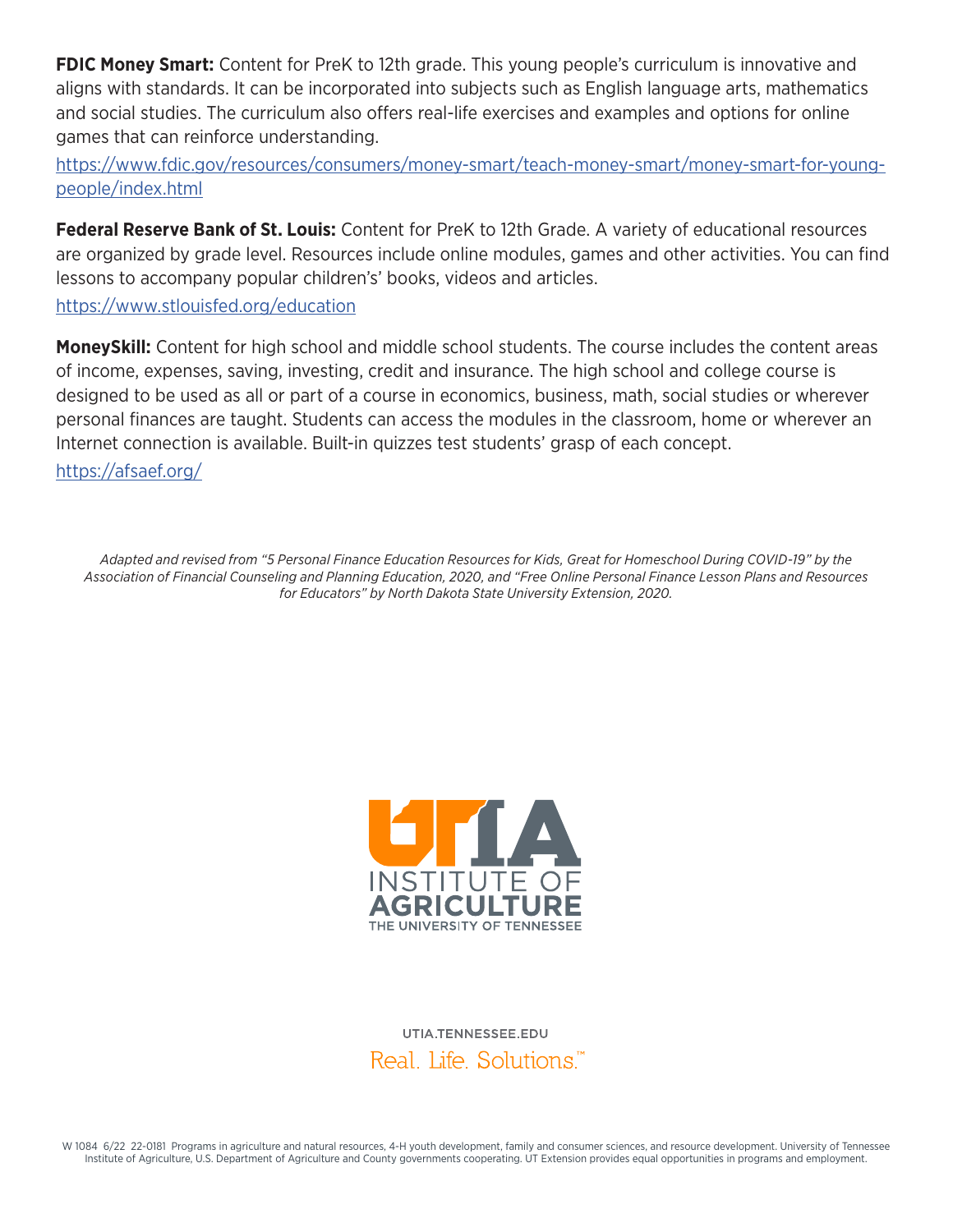**FDIC Money Smart:** Content for PreK to 12th grade. This young people's curriculum is innovative and aligns with standards. It can be incorporated into subjects such as English language arts, mathematics and social studies. The curriculum also offers real-life exercises and examples and options for online games that can reinforce understanding.

https://www.fdic.gov/resources/consumers/money-smart/teach-money-smart/money-smart-for-young-people/index.html

**Federal Reserve Bank of St. Louis:** Content for PreK to 12th Grade. A variety of educational resources are organized by grade level. Resources include online modules, games and other activities. You can find lessons to accompany popular children's' books, videos and articles.

https://www.stlouisfed.org/education

**MoneySkill:** Content for high school and middle school students. The course includes the content areas of income, expenses, saving, investing, credit and insurance. The high school and college course is designed to be used as all or part of a course in economics, business, math, social studies or wherever personal finances are taught. Students can access the modules in the classroom, home or wherever an Internet connection is available. Built-in quizzes test students' grasp of each concept.

https://afsaef.org/

*Adapted and revised from "5 Personal Finance Education Resources for Kids, Great for Homeschool During COVID-19" by the Association of Financial Counseling and Planning Education, 2020, and "Free Online Personal Finance Lesson Plans and Resources for Educators" by North Dakota State University Extension, 2020.*

UTIA INSTITUTE OF AGRICULTURE THE UNIVERSITY OF TENNESSEE

UTIA.TENNESSEE.EDU

Real. Life. Solutions.™

W 1084 6/22 22-0181 Programs in agriculture and natural resources, 4-H youth development, family and consumer sciences, and resource development. University of Tennessee Institute of Agriculture, U.S. Department of Agriculture and County governments cooperating. UT Extension provides equal opportunities in programs and employment.